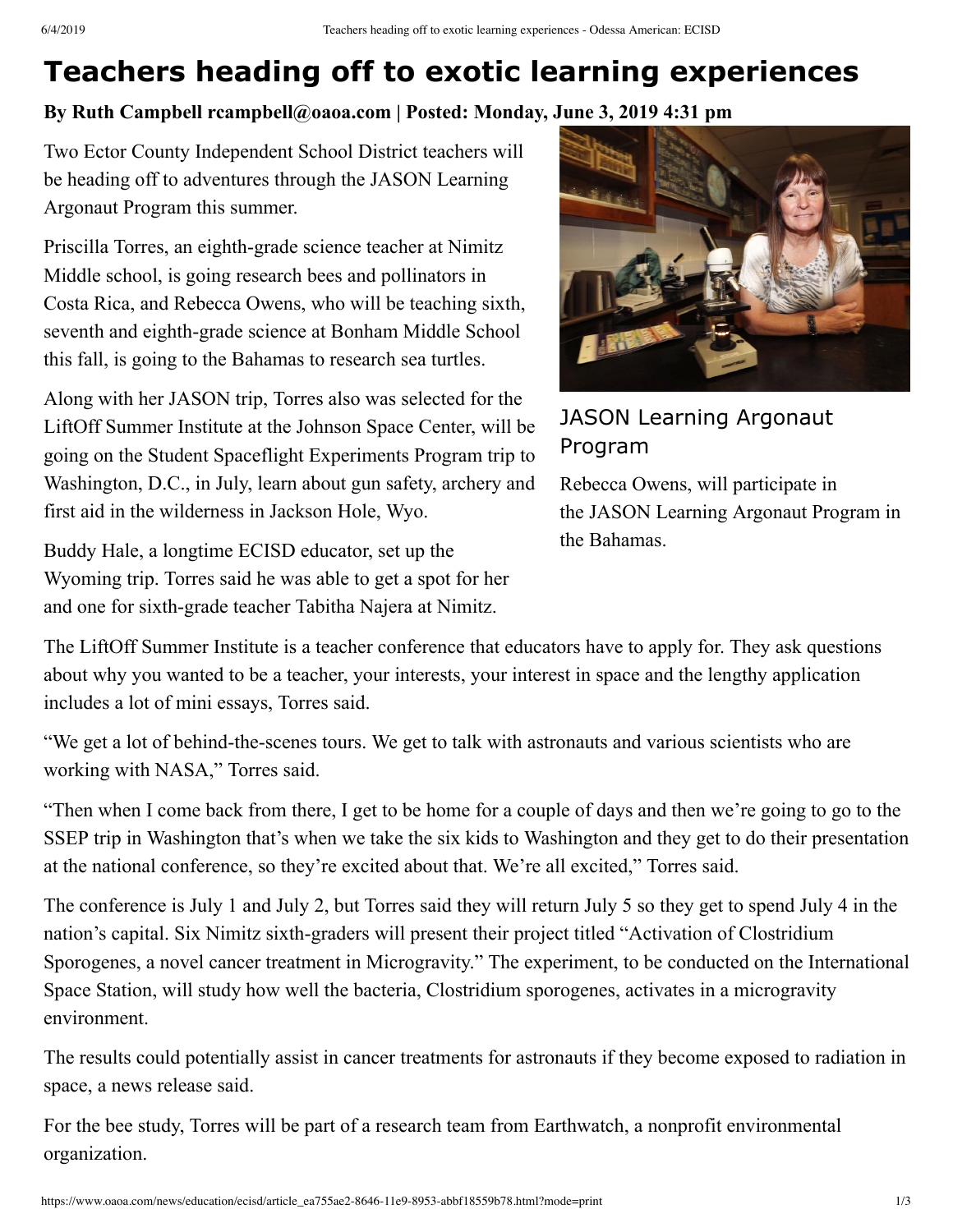# Teachers heading off to exotic learning experiences

**By Ruth Campbell rcampbell@oaoa.com | Posted: Monday, June 3, 2019 4:31 pm**

Two Ector County Independent School District teachers will be heading off to adventures through the JASON Learning Argonaut Program this summer.

Priscilla Torres, an eighth-grade science teacher at Nimitz Middle school, is going research bees and pollinators in Costa Rica, and Rebecca Owens, who will be teaching sixth, seventh and eighth-grade science at Bonham Middle School this fall, is going to the Bahamas to research sea turtles.

JASON Learning Argonaut Program

Rebecca Owens, will participate in the JASON Learning Argonaut Program in the Bahamas.

Along with her JASON trip, Torres also was selected for the LiftOff Summer Institute at the Johnson Space Center, will be going on the Student Spaceflight Experiments Program trip to Washington, D.C., in July, learn about gun safety, archery and first aid in the wilderness in Jackson Hole, Wyo.

Buddy Hale, a longtime ECISD educator, set up the Wyoming trip. Torres said he was able to get a spot for her and one for sixth-grade teacher Tabitha Najera at Nimitz.

The LiftOff Summer Institute is a teacher conference that educators have to apply for. They ask questions about why you wanted to be a teacher, your interests, your interest in space and the lengthy application includes a lot of mini essays, Torres said.

"We get a lot of behind-the-scenes tours. We get to talk with astronauts and various scientists who are working with NASA," Torres said.

"Then when I come back from there, I get to be home for a couple of days and then we're going to go to the SSEP trip in Washington that's when we take the six kids to Washington and they get to do their presentation at the national conference, so they're excited about that. We're all excited," Torres said.

The conference is July 1 and July 2, but Torres said they will return July 5 so they get to spend July 4 in the nation's capital. Six Nimitz sixth-graders will present their project titled "Activation of Clostridium Sporogenes, a novel cancer treatment in Microgravity." The experiment, to be conducted on the International Space Station, will study how well the bacteria, Clostridium sporogenes, activates in a microgravity environment.

The results could potentially assist in cancer treatments for astronauts if they become exposed to radiation in space, a news release said.

For the bee study, Torres will be part of a research team from Earthwatch, a nonprofit environmental organization.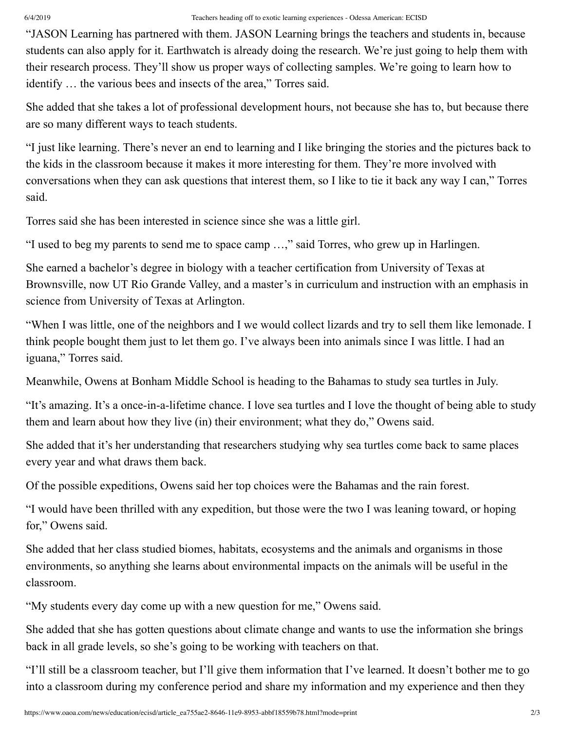"JASON Learning has partnered with them. JASON Learning brings the teachers and students in, because students can also apply for it. Earthwatch is already doing the research. We're just going to help them with their research process. They'll show us proper ways of collecting samples. We're going to learn how to identify … the various bees and insects of the area," Torres said.

She added that she takes a lot of professional development hours, not because she has to, but because there are so many different ways to teach students.

"I just like learning. There's never an end to learning and I like bringing the stories and the pictures back to the kids in the classroom because it makes it more interesting for them. They're more involved with conversations when they can ask questions that interest them, so I like to tie it back any way I can," Torres said.

Torres said she has been interested in science since she was a little girl.

"I used to beg my parents to send me to space camp …," said Torres, who grew up in Harlingen.

She earned a bachelor's degree in biology with a teacher certification from University of Texas at Brownsville, now UT Rio Grande Valley, and a master's in curriculum and instruction with an emphasis in science from University of Texas at Arlington.

"When I was little, one of the neighbors and I we would collect lizards and try to sell them like lemonade. I think people bought them just to let them go. I've always been into animals since I was little. I had an iguana," Torres said.

Meanwhile, Owens at Bonham Middle School is heading to the Bahamas to study sea turtles in July.

"It's amazing. It's a once-in-a-lifetime chance. I love sea turtles and I love the thought of being able to study them and learn about how they live (in) their environment; what they do," Owens said.

She added that it's her understanding that researchers studying why sea turtles come back to same places every year and what draws them back.

Of the possible expeditions, Owens said her top choices were the Bahamas and the rain forest.

"I would have been thrilled with any expedition, but those were the two I was leaning toward, or hoping for," Owens said.

She added that her class studied biomes, habitats, ecosystems and the animals and organisms in those environments, so anything she learns about environmental impacts on the animals will be useful in the classroom.

"My students every day come up with a new question for me," Owens said.

She added that she has gotten questions about climate change and wants to use the information she brings back in all grade levels, so she's going to be working with teachers on that.

"I'll still be a classroom teacher, but I'll give them information that I've learned. It doesn't bother me to go into a classroom during my conference period and share my information and my experience and then they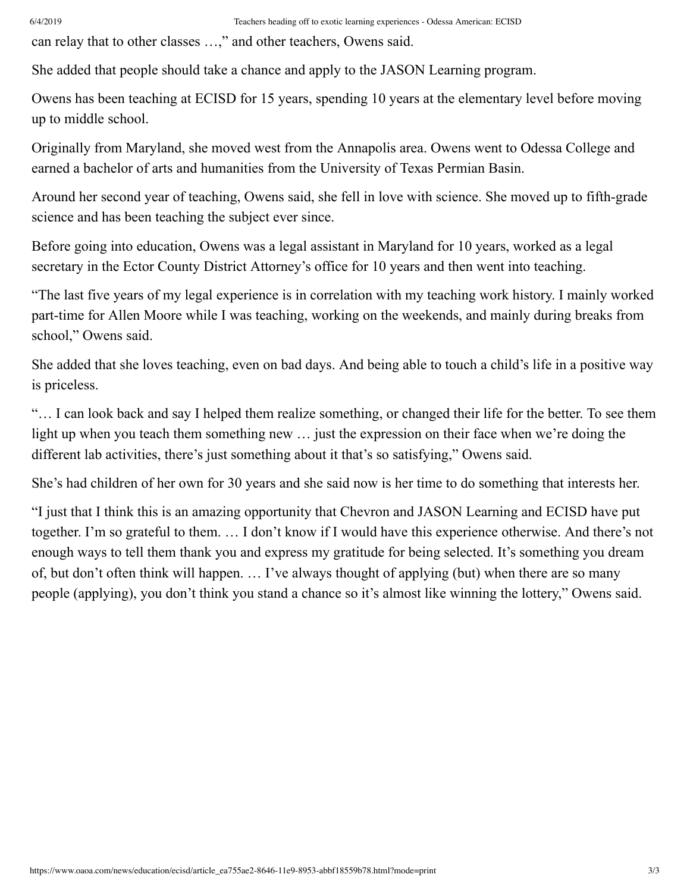can relay that to other classes …," and other teachers, Owens said.

She added that people should take a chance and apply to the JASON Learning program.

Owens has been teaching at ECISD for 15 years, spending 10 years at the elementary level before moving up to middle school.

Originally from Maryland, she moved west from the Annapolis area. Owens went to Odessa College and earned a bachelor of arts and humanities from the University of Texas Permian Basin.

Around her second year of teaching, Owens said, she fell in love with science. She moved up to fifth-grade science and has been teaching the subject ever since.

Before going into education, Owens was a legal assistant in Maryland for 10 years, worked as a legal secretary in the Ector County District Attorney's office for 10 years and then went into teaching.

"The last five years of my legal experience is in correlation with my teaching work history. I mainly worked part-time for Allen Moore while I was teaching, working on the weekends, and mainly during breaks from school," Owens said.

She added that she loves teaching, even on bad days. And being able to touch a child's life in a positive way is priceless.

"… I can look back and say I helped them realize something, or changed their life for the better. To see them light up when you teach them something new … just the expression on their face when we're doing the different lab activities, there's just something about it that's so satisfying," Owens said.

She's had children of her own for 30 years and she said now is her time to do something that interests her.

"I just that I think this is an amazing opportunity that Chevron and JASON Learning and ECISD have put together. I'm so grateful to them. … I don't know if I would have this experience otherwise. And there's not enough ways to tell them thank you and express my gratitude for being selected. It's something you dream of, but don't often think will happen. … I've always thought of applying (but) when there are so many people (applying), you don't think you stand a chance so it's almost like winning the lottery," Owens said.